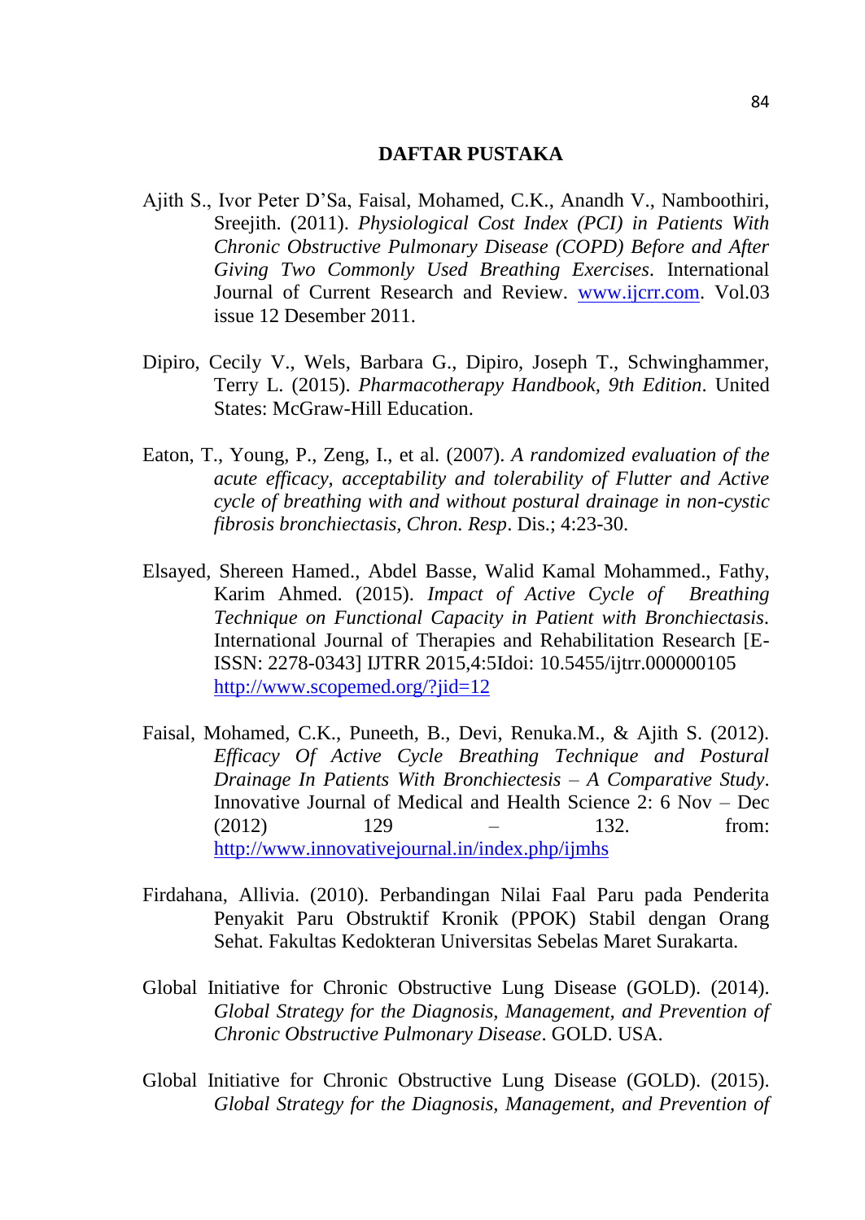# DAFTAR PUSTAKA

Ajith S., Ivor Peter D'Sa, Faisal, Mohamed, C.K., Anandh V., Namboothiri, Sreejith. (2011). *Physiological Cost Index (PCI) in Patients With Chronic Obstructive Pulmonary Disease (COPD) Before and After Giving Two Commonly Used Breathing Exercises*. International Journal of Current Research and Review. www.ijcrr.com. Vol.03 issue 12 Desember 2011.

Dipiro, Cecily V., Wels, Barbara G., Dipiro, Joseph T., Schwinghammer, Terry L. (2015). *Pharmacotherapy Handbook, 9th Edition*. United States: McGraw-Hill Education.

Eaton, T., Young, P., Zeng, I., et al. (2007). *A randomized evaluation of the acute efficacy, acceptability and tolerability of Flutter and Active cycle of breathing with and without postural drainage in non-cystic fibrosis bronchiectasis, Chron. Resp*. Dis.; 4:23-30.

Elsayed, Shereen Hamed., Abdel Basse, Walid Kamal Mohammed., Fathy, Karim Ahmed. (2015). *Impact of Active Cycle of Breathing Technique on Functional Capacity in Patient with Bronchiectasis*. International Journal of Therapies and Rehabilitation Research [E-ISSN: 2278-0343] IJTRR 2015,4:5Idoi: 10.5455/ijtrr.000000105 http://www.scopemed.org/?jid=12

Faisal, Mohamed, C.K., Puneeth, B., Devi, Renuka.M., & Ajith S. (2012). *Efficacy Of Active Cycle Breathing Technique and Postural Drainage In Patients With Bronchiectesis – A Comparative Study*. Innovative Journal of Medical and Health Science 2: 6 Nov – Dec (2012) 129 – 132. from: http://www.innovativejournal.in/index.php/ijmhs

Firdahana, Allivia. (2010). Perbandingan Nilai Faal Paru pada Penderita Penyakit Paru Obstruktif Kronik (PPOK) Stabil dengan Orang Sehat. Fakultas Kedokteran Universitas Sebelas Maret Surakarta.

Global Initiative for Chronic Obstructive Lung Disease (GOLD). (2014). *Global Strategy for the Diagnosis, Management, and Prevention of Chronic Obstructive Pulmonary Disease*. GOLD. USA.

Global Initiative for Chronic Obstructive Lung Disease (GOLD). (2015). *Global Strategy for the Diagnosis, Management, and Prevention of*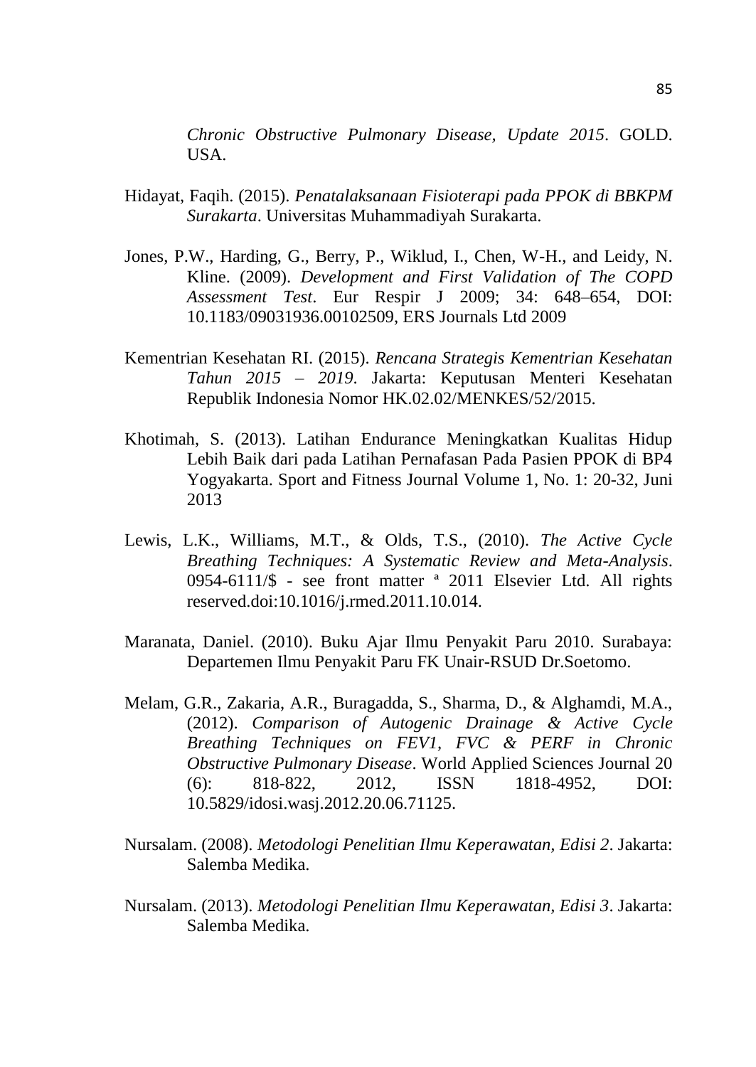*Chronic Obstructive Pulmonary Disease, Update 2015*. GOLD. USA.

Hidayat, Faqih. (2015). *Penatalaksanaan Fisioterapi pada PPOK di BBKPM Surakarta*. Universitas Muhammadiyah Surakarta.

Jones, P.W., Harding, G., Berry, P., Wiklud, I., Chen, W-H., and Leidy, N. Kline. (2009). *Development and First Validation of The COPD Assessment Test*. Eur Respir J 2009; 34: 648–654, DOI: 10.1183/09031936.00102509, ERS Journals Ltd 2009

Kementrian Kesehatan RI. (2015). *Rencana Strategis Kementrian Kesehatan Tahun 2015 – 2019*. Jakarta: Keputusan Menteri Kesehatan Republik Indonesia Nomor HK.02.02/MENKES/52/2015.

Khotimah, S. (2013). Latihan Endurance Meningkatkan Kualitas Hidup Lebih Baik dari pada Latihan Pernafasan Pada Pasien PPOK di BP4 Yogyakarta. Sport and Fitness Journal Volume 1, No. 1: 20-32, Juni 2013

Lewis, L.K., Williams, M.T., & Olds, T.S., (2010). *The Active Cycle Breathing Techniques: A Systematic Review and Meta-Analysis*. 0954-6111/$ - see front matter ª 2011 Elsevier Ltd. All rights reserved.doi:10.1016/j.rmed.2011.10.014.

Maranata, Daniel. (2010). Buku Ajar Ilmu Penyakit Paru 2010. Surabaya: Departemen Ilmu Penyakit Paru FK Unair-RSUD Dr.Soetomo.

Melam, G.R., Zakaria, A.R., Buragadda, S., Sharma, D., & Alghamdi, M.A., (2012). *Comparison of Autogenic Drainage & Active Cycle Breathing Techniques on FEV1, FVC & PERF in Chronic Obstructive Pulmonary Disease*. World Applied Sciences Journal 20 (6): 818-822, 2012, ISSN 1818-4952, DOI: 10.5829/idosi.wasj.2012.20.06.71125.

Nursalam. (2008). *Metodologi Penelitian Ilmu Keperawatan, Edisi 2*. Jakarta: Salemba Medika.

Nursalam. (2013). *Metodologi Penelitian Ilmu Keperawatan, Edisi 3*. Jakarta: Salemba Medika.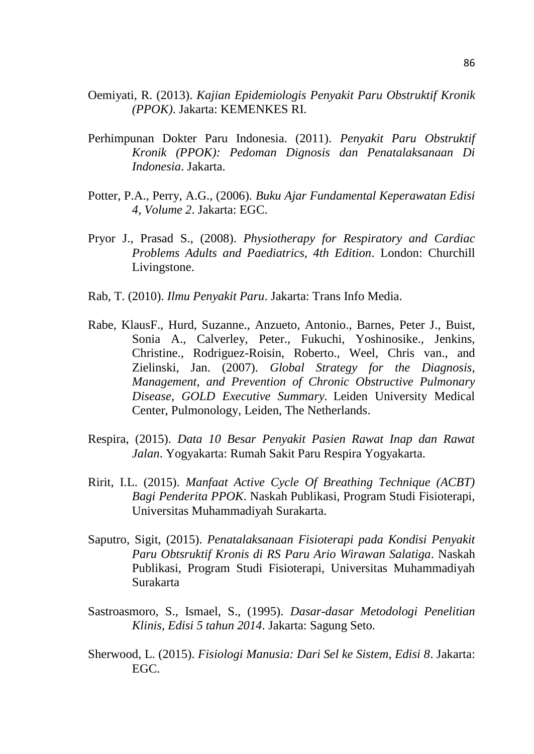Oemiyati, R. (2013). *Kajian Epidemiologis Penyakit Paru Obstruktif Kronik (PPOK)*. Jakarta: KEMENKES RI.

Perhimpunan Dokter Paru Indonesia. (2011). *Penyakit Paru Obstruktif Kronik (PPOK): Pedoman Dignosis dan Penatalaksanaan Di Indonesia*. Jakarta.

Potter, P.A., Perry, A.G., (2006). *Buku Ajar Fundamental Keperawatan Edisi 4, Volume 2*. Jakarta: EGC.

Pryor J., Prasad S., (2008). *Physiotherapy for Respiratory and Cardiac Problems Adults and Paediatrics, 4th Edition*. London: Churchill Livingstone.

Rab, T. (2010). *Ilmu Penyakit Paru*. Jakarta: Trans Info Media.

Rabe, KlausF., Hurd, Suzanne., Anzueto, Antonio., Barnes, Peter J., Buist, Sonia A., Calverley, Peter., Fukuchi, Yoshinosike., Jenkins, Christine., Rodriguez-Roisin, Roberto., Weel, Chris van., and Zielinski, Jan. (2007). *Global Strategy for the Diagnosis, Management, and Prevention of Chronic Obstructive Pulmonary Disease, GOLD Executive Summary*. Leiden University Medical Center, Pulmonology, Leiden, The Netherlands.

Respira, (2015). *Data 10 Besar Penyakit Pasien Rawat Inap dan Rawat Jalan*. Yogyakarta: Rumah Sakit Paru Respira Yogyakarta.

Ririt, I.L. (2015). *Manfaat Active Cycle Of Breathing Technique (ACBT) Bagi Penderita PPOK*. Naskah Publikasi, Program Studi Fisioterapi, Universitas Muhammadiyah Surakarta.

Saputro, Sigit, (2015). *Penatalaksanaan Fisioterapi pada Kondisi Penyakit Paru Obtsruktif Kronis di RS Paru Ario Wirawan Salatiga*. Naskah Publikasi, Program Studi Fisioterapi, Universitas Muhammadiyah Surakarta

Sastroasmoro, S., Ismael, S., (1995). *Dasar-dasar Metodologi Penelitian Klinis, Edisi 5 tahun 2014*. Jakarta: Sagung Seto.

Sherwood, L. (2015). *Fisiologi Manusia: Dari Sel ke Sistem, Edisi 8*. Jakarta: EGC.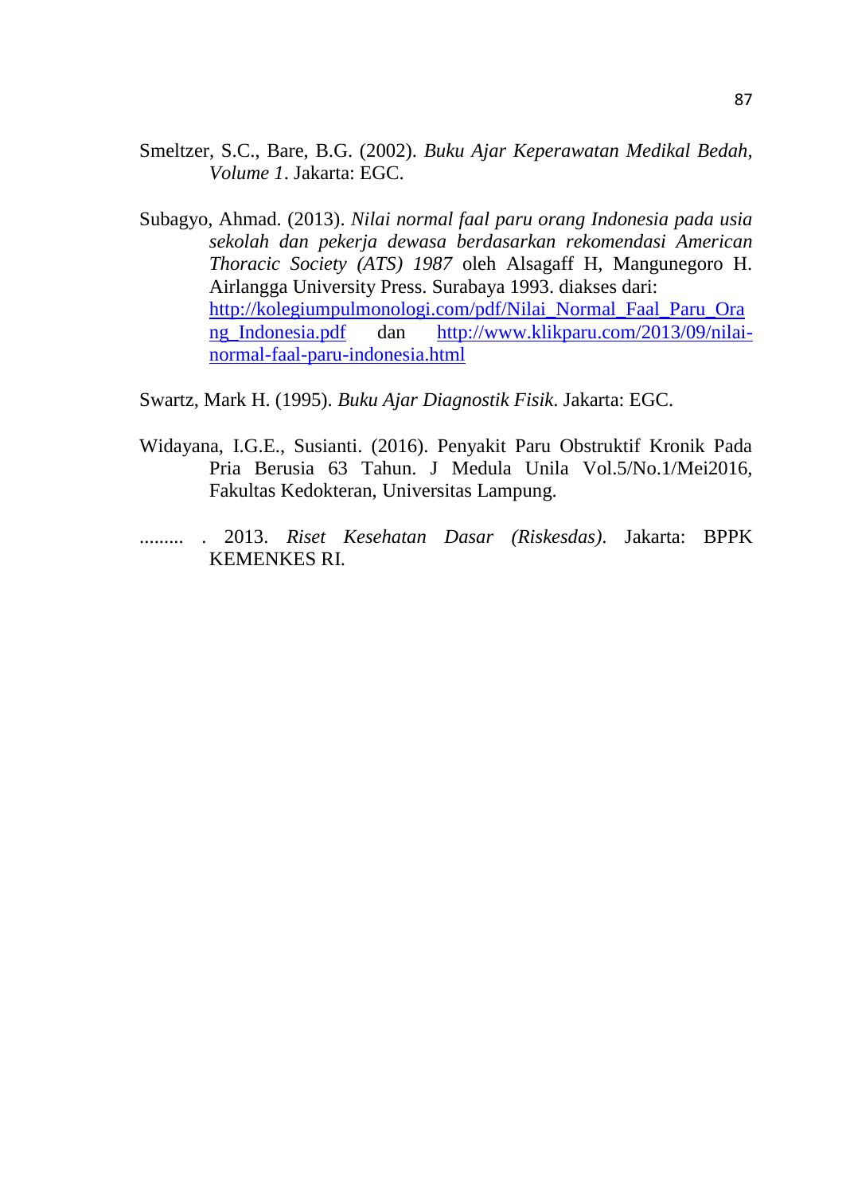Smeltzer, S.C., Bare, B.G. (2002). *Buku Ajar Keperawatan Medikal Bedah, Volume 1*. Jakarta: EGC.

Subagyo, Ahmad. (2013). *Nilai normal faal paru orang Indonesia pada usia sekolah dan pekerja dewasa berdasarkan rekomendasi American Thoracic Society (ATS) 1987* oleh Alsagaff H, Mangunegoro H. Airlangga University Press. Surabaya 1993. diakses dari: http://kolegiumpulmonologi.com/pdf/Nilai_Normal_Faal_Paru_Orang_Indonesia.pdf dan http://www.klikparu.com/2013/09/nilai-normal-faal-paru-indonesia.html

Swartz, Mark H. (1995). *Buku Ajar Diagnostik Fisik*. Jakarta: EGC.

Widayana, I.G.E., Susianti. (2016). Penyakit Paru Obstruktif Kronik Pada Pria Berusia 63 Tahun. J Medula Unila Vol.5/No.1/Mei2016, Fakultas Kedokteran, Universitas Lampung.

......... . 2013. *Riset Kesehatan Dasar (Riskesdas)*. Jakarta: BPPK KEMENKES RI.